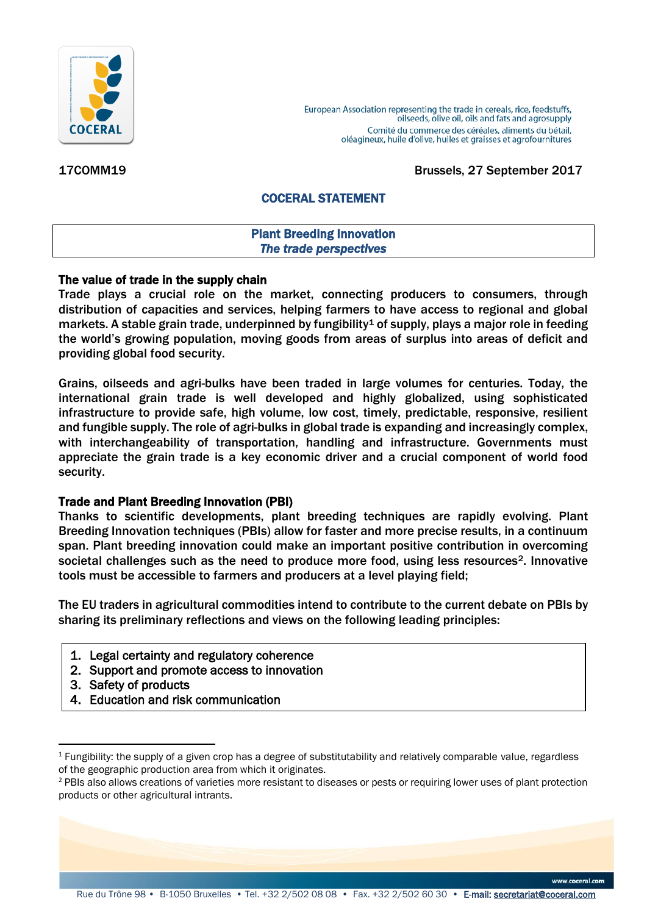COCERAL

European Association representing the trade in cereals, rice, feedstuffs, oilseeds, olive oil, oils and fats and agrosupply
Comité du commerce des céréales, aliments du bétail, oléagineux, huile d'olive, huiles et graisses et agrofournitures

17COMM19

Brussels, 27 September 2017

## COCERAL STATEMENT

# Plant Breeding Innovation
## *The trade perspectives*

### The value of trade in the supply chain

Trade plays a crucial role on the market, connecting producers to consumers, through distribution of capacities and services, helping farmers to have access to regional and global markets. A stable grain trade, underpinned by fungibility[1] of supply, plays a major role in feeding the world's growing population, moving goods from areas of surplus into areas of deficit and providing global food security.

Grains, oilseeds and agri-bulks have been traded in large volumes for centuries. Today, the international grain trade is well developed and highly globalized, using sophisticated infrastructure to provide safe, high volume, low cost, timely, predictable, responsive, resilient and fungible supply. The role of agri-bulks in global trade is expanding and increasingly complex, with interchangeability of transportation, handling and infrastructure. Governments must appreciate the grain trade is a key economic driver and a crucial component of world food security.

### Trade and Plant Breeding Innovation (PBI)

Thanks to scientific developments, plant breeding techniques are rapidly evolving. Plant Breeding Innovation techniques (PBIs) allow for faster and more precise results, in a continuum span. Plant breeding innovation could make an important positive contribution in overcoming societal challenges such as the need to produce more food, using less resources[2]. Innovative tools must be accessible to farmers and producers at a level playing field;

The EU traders in agricultural commodities intend to contribute to the current debate on PBIs by sharing its preliminary reflections and views on the following leading principles:

1. Legal certainty and regulatory coherence
2. Support and promote access to innovation
3. Safety of products
4. Education and risk communication

---

[1] Fungibility: the supply of a given crop has a degree of substitutability and relatively comparable value, regardless of the geographic production area from which it originates.

[2] PBIs also allows creations of varieties more resistant to diseases or pests or requiring lower uses of plant protection products or other agricultural intrants.

www.coceral.com

Rue du Trône 98 • B-1050 Bruxelles • Tel. +32 2/502 08 08 • Fax. +32 2/502 60 30 • E-mail: secretariat@coceral.com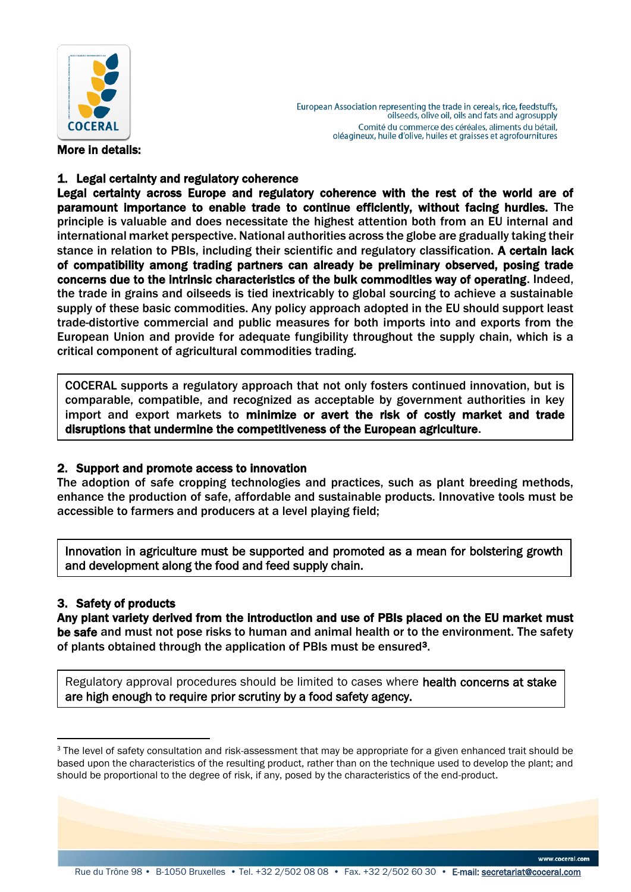**More in details:**

## 1. Legal certainty and regulatory coherence

**Legal certainty across Europe and regulatory coherence with the rest of the world are of paramount importance to enable trade to continue efficiently, without facing hurdles.** The principle is valuable and does necessitate the highest attention both from an EU internal and international market perspective. National authorities across the globe are gradually taking their stance in relation to PBIs, including their scientific and regulatory classification. **A certain lack of compatibility among trading partners can already be preliminary observed, posing trade concerns due to the intrinsic characteristics of the bulk commodities way of operating**. Indeed, the trade in grains and oilseeds is tied inextricably to global sourcing to achieve a sustainable supply of these basic commodities. Any policy approach adopted in the EU should support least trade-distortive commercial and public measures for both imports into and exports from the European Union and provide for adequate fungibility throughout the supply chain, which is a critical component of agricultural commodities trading.

> COCERAL supports a regulatory approach that not only fosters continued innovation, but is comparable, compatible, and recognized as acceptable by government authorities in key import and export markets to **minimize or avert the risk of costly market and trade disruptions that undermine the competitiveness of the European agriculture**.

## 2. Support and promote access to innovation

The adoption of safe cropping technologies and practices, such as plant breeding methods, enhance the production of safe, affordable and sustainable products. Innovative tools must be accessible to farmers and producers at a level playing field;

> Innovation in agriculture must be supported and promoted as a mean for bolstering growth and development along the food and feed supply chain.

## 3. Safety of products

**Any plant variety derived from the introduction and use of PBIs placed on the EU market must be safe** and must not pose risks to human and animal health or to the environment. The safety of plants obtained through the application of PBIs must be ensured[3].

> Regulatory approval procedures should be limited to cases where **health concerns at stake are high enough to require prior scrutiny by a food safety agency.**

---

[3] The level of safety consultation and risk-assessment that may be appropriate for a given enhanced trait should be based upon the characteristics of the resulting product, rather than on the technique used to develop the plant; and should be proportional to the degree of risk, if any, posed by the characteristics of the end-product.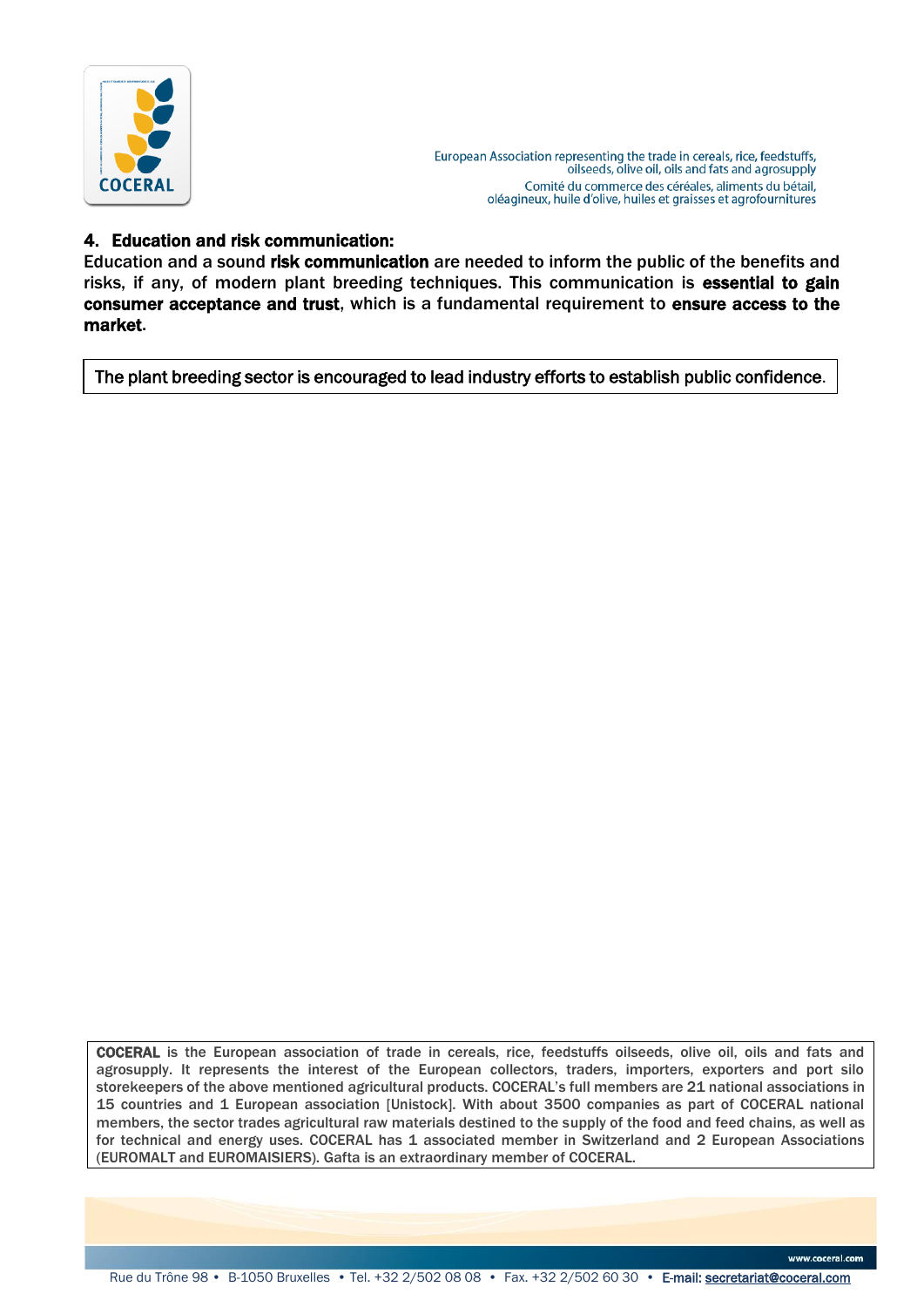## 4. Education and risk communication:

Education and a sound **risk communication** are needed to inform the public of the benefits and risks, if any, of modern plant breeding techniques. This communication is **essential to gain consumer acceptance and trust**, which is a fundamental requirement to **ensure access to the market**.

> The plant breeding sector is encouraged to lead industry efforts to establish public confidence.

**COCERAL** is the European association of trade in cereals, rice, feedstuffs oilseeds, olive oil, oils and fats and agrosupply. It represents the interest of the European collectors, traders, importers, exporters and port silo storekeepers of the above mentioned agricultural products. COCERAL's full members are 21 national associations in 15 countries and 1 European association [Unistock]. With about 3500 companies as part of COCERAL national members, the sector trades agricultural raw materials destined to the supply of the food and feed chains, as well as for technical and energy uses. COCERAL has 1 associated member in Switzerland and 2 European Associations (EUROMALT and EUROMAISIERS). Gafta is an extraordinary member of COCERAL.